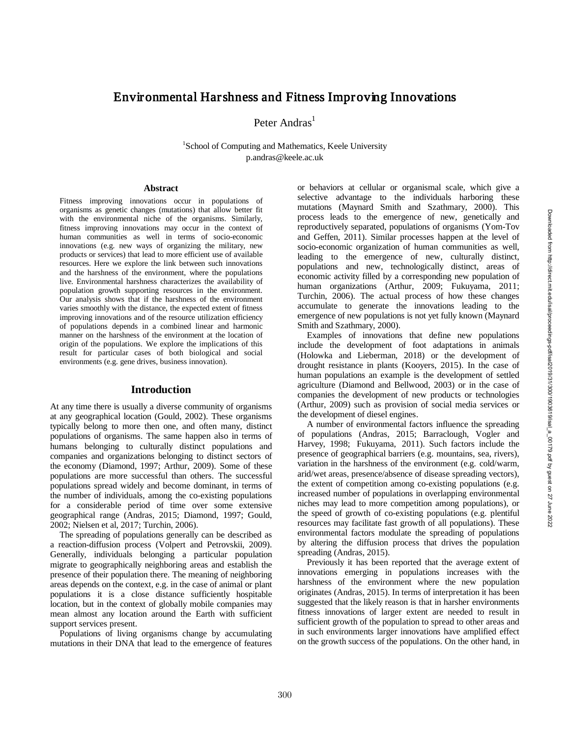# Environmental Harshness and Fitness Improving Innovations

Peter Andras[1]

[1]School of Computing and Mathematics, Keele University
p.andras@keele.ac.uk

### Abstract

Fitness improving innovations occur in populations of organisms as genetic changes (mutations) that allow better fit with the environmental niche of the organisms. Similarly, fitness improving innovations may occur in the context of human communities as well in terms of socio-economic innovations (e.g. new ways of organizing the military, new products or services) that lead to more efficient use of available resources. Here we explore the link between such innovations and the harshness of the environment, where the populations live. Environmental harshness characterizes the availability of population growth supporting resources in the environment. Our analysis shows that if the harshness of the environment varies smoothly with the distance, the expected extent of fitness improving innovations and of the resource utilization efficiency of populations depends in a combined linear and harmonic manner on the harshness of the environment at the location of origin of the populations. We explore the implications of this result for particular cases of both biological and social environments (e.g. gene drives, business innovation).

## Introduction

At any time there is usually a diverse community of organisms at any geographical location (Gould, 2002). These organisms typically belong to more then one, and often many, distinct populations of organisms. The same happen also in terms of humans belonging to culturally distinct populations and companies and organizations belonging to distinct sectors of the economy (Diamond, 1997; Arthur, 2009). Some of these populations are more successful than others. The successful populations spread widely and become dominant, in terms of the number of individuals, among the co-existing populations for a considerable period of time over some extensive geographical range (Andras, 2015; Diamond, 1997; Gould, 2002; Nielsen et al, 2017; Turchin, 2006).

The spreading of populations generally can be described as a reaction-diffusion process (Volpert and Petrovskii, 2009). Generally, individuals belonging a particular population migrate to geographically neighboring areas and establish the presence of their population there. The meaning of neighboring areas depends on the context, e.g. in the case of animal or plant populations it is a close distance sufficiently hospitable location, but in the context of globally mobile companies may mean almost any location around the Earth with sufficient support services present.

Populations of living organisms change by accumulating mutations in their DNA that lead to the emergence of features or behaviors at cellular or organismal scale, which give a selective advantage to the individuals harboring these mutations (Maynard Smith and Szathmary, 2000). This process leads to the emergence of new, genetically and reproductively separated, populations of organisms (Yom-Tov and Geffen, 2011). Similar processes happen at the level of socio-economic organization of human communities as well, leading to the emergence of new, culturally distinct, populations and new, technologically distinct, areas of economic activity filled by a corresponding new population of human organizations (Arthur, 2009; Fukuyama, 2011; Turchin, 2006). The actual process of how these changes accumulate to generate the innovations leading to the emergence of new populations is not yet fully known (Maynard Smith and Szathmary, 2000).

Examples of innovations that define new populations include the development of foot adaptations in animals (Holowka and Lieberman, 2018) or the development of drought resistance in plants (Kooyers, 2015). In the case of human populations an example is the development of settled agriculture (Diamond and Bellwood, 2003) or in the case of companies the development of new products or technologies (Arthur, 2009) such as provision of social media services or the development of diesel engines.

A number of environmental factors influence the spreading of populations (Andras, 2015; Barraclough, Vogler and Harvey, 1998; Fukuyama, 2011). Such factors include the presence of geographical barriers (e.g. mountains, sea, rivers), variation in the harshness of the environment (e.g. cold/warm, arid/wet areas, presence/absence of disease spreading vectors), the extent of competition among co-existing populations (e.g. increased number of populations in overlapping environmental niches may lead to more competition among populations), or the speed of growth of co-existing populations (e.g. plentiful resources may facilitate fast growth of all populations). These environmental factors modulate the spreading of populations by altering the diffusion process that drives the population spreading (Andras, 2015).

Previously it has been reported that the average extent of innovations emerging in populations increases with the harshness of the environment where the new population originates (Andras, 2015). In terms of interpretation it has been suggested that the likely reason is that in harsher environments fitness innovations of larger extent are needed to result in sufficient growth of the population to spread to other areas and in such environments larger innovations have amplified effect on the growth success of the populations. On the other hand, in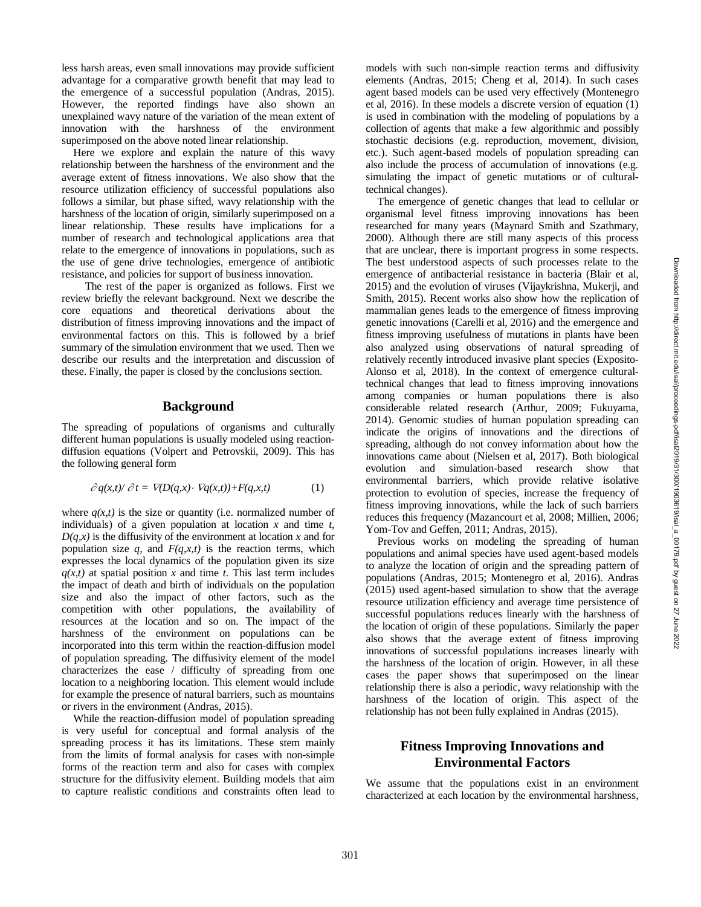less harsh areas, even small innovations may provide sufficient advantage for a comparative growth benefit that may lead to the emergence of a successful population (Andras, 2015). However, the reported findings have also shown an unexplained wavy nature of the variation of the mean extent of innovation with the harshness of the environment superimposed on the above noted linear relationship.

Here we explore and explain the nature of this wavy relationship between the harshness of the environment and the average extent of fitness innovations. We also show that the resource utilization efficiency of successful populations also follows a similar, but phase sifted, wavy relationship with the harshness of the location of origin, similarly superimposed on a linear relationship. These results have implications for a number of research and technological applications area that relate to the emergence of innovations in populations, such as the use of gene drive technologies, emergence of antibiotic resistance, and policies for support of business innovation.

The rest of the paper is organized as follows. First we review briefly the relevant background. Next we describe the core equations and theoretical derivations about the distribution of fitness improving innovations and the impact of environmental factors on this. This is followed by a brief summary of the simulation environment that we used. Then we describe our results and the interpretation and discussion of these. Finally, the paper is closed by the conclusions section.

## Background

The spreading of populations of organisms and culturally different human populations is usually modeled using reaction-diffusion equations (Volpert and Petrovskii, 2009). This has the following general form

$$\partial q(x,t)/\partial t = \nabla(D(q,x)\cdot \nabla q(x,t))+F(q,x,t) \qquad (1)$$

where $q(x,t)$ is the size or quantity (i.e. normalized number of individuals) of a given population at location $x$ and time $t$, $D(q,x)$ is the diffusivity of the environment at location $x$ and for population size $q$, and $F(q,x,t)$ is the reaction terms, which expresses the local dynamics of the population given its size $q(x,t)$ at spatial position $x$ and time $t$. This last term includes the impact of death and birth of individuals on the population size and also the impact of other factors, such as the competition with other populations, the availability of resources at the location and so on. The impact of the harshness of the environment on populations can be incorporated into this term within the reaction-diffusion model of population spreading. The diffusivity element of the model characterizes the ease / difficulty of spreading from one location to a neighboring location. This element would include for example the presence of natural barriers, such as mountains or rivers in the environment (Andras, 2015).

While the reaction-diffusion model of population spreading is very useful for conceptual and formal analysis of the spreading process it has its limitations. These stem mainly from the limits of formal analysis for cases with non-simple forms of the reaction term and also for cases with complex structure for the diffusivity element. Building models that aim to capture realistic conditions and constraints often lead to models with such non-simple reaction terms and diffusivity elements (Andras, 2015; Cheng et al, 2014). In such cases agent based models can be used very effectively (Montenegro et al, 2016). In these models a discrete version of equation (1) is used in combination with the modeling of populations by a collection of agents that make a few algorithmic and possibly stochastic decisions (e.g. reproduction, movement, division, etc.). Such agent-based models of population spreading can also include the process of accumulation of innovations (e.g. simulating the impact of genetic mutations or of cultural-technical changes).

The emergence of genetic changes that lead to cellular or organismal level fitness improving innovations has been researched for many years (Maynard Smith and Szathmary, 2000). Although there are still many aspects of this process that are unclear, there is important progress in some respects. The best understood aspects of such processes relate to the emergence of antibacterial resistance in bacteria (Blair et al, 2015) and the evolution of viruses (Vijaykrishna, Mukerji, and Smith, 2015). Recent works also show how the replication of mammalian genes leads to the emergence of fitness improving genetic innovations (Carelli et al, 2016) and the emergence and fitness improving usefulness of mutations in plants have been also analyzed using observations of natural spreading of relatively recently introduced invasive plant species (Exposito-Alonso et al, 2018). In the context of emergence cultural-technical changes that lead to fitness improving innovations among companies or human populations there is also considerable related research (Arthur, 2009; Fukuyama, 2014). Genomic studies of human population spreading can indicate the origins of innovations and the directions of spreading, although do not convey information about how the innovations came about (Nielsen et al, 2017). Both biological evolution and simulation-based research show that environmental barriers, which provide relative isolative protection to evolution of species, increase the frequency of fitness improving innovations, while the lack of such barriers reduces this frequency (Mazancourt et al, 2008; Millien, 2006; Yom-Tov and Geffen, 2011; Andras, 2015).

Previous works on modeling the spreading of human populations and animal species have used agent-based models to analyze the location of origin and the spreading pattern of populations (Andras, 2015; Montenegro et al, 2016). Andras (2015) used agent-based simulation to show that the average resource utilization efficiency and average time persistence of successful populations reduces linearly with the harshness of the location of origin of these populations. Similarly the paper also shows that the average extent of fitness improving innovations of successful populations increases linearly with the harshness of the location of origin. However, in all these cases the paper shows that superimposed on the linear relationship there is also a periodic, wavy relationship with the harshness of the location of origin. This aspect of the relationship has not been fully explained in Andras (2015).

## Fitness Improving Innovations and Environmental Factors

We assume that the populations exist in an environment characterized at each location by the environmental harshness,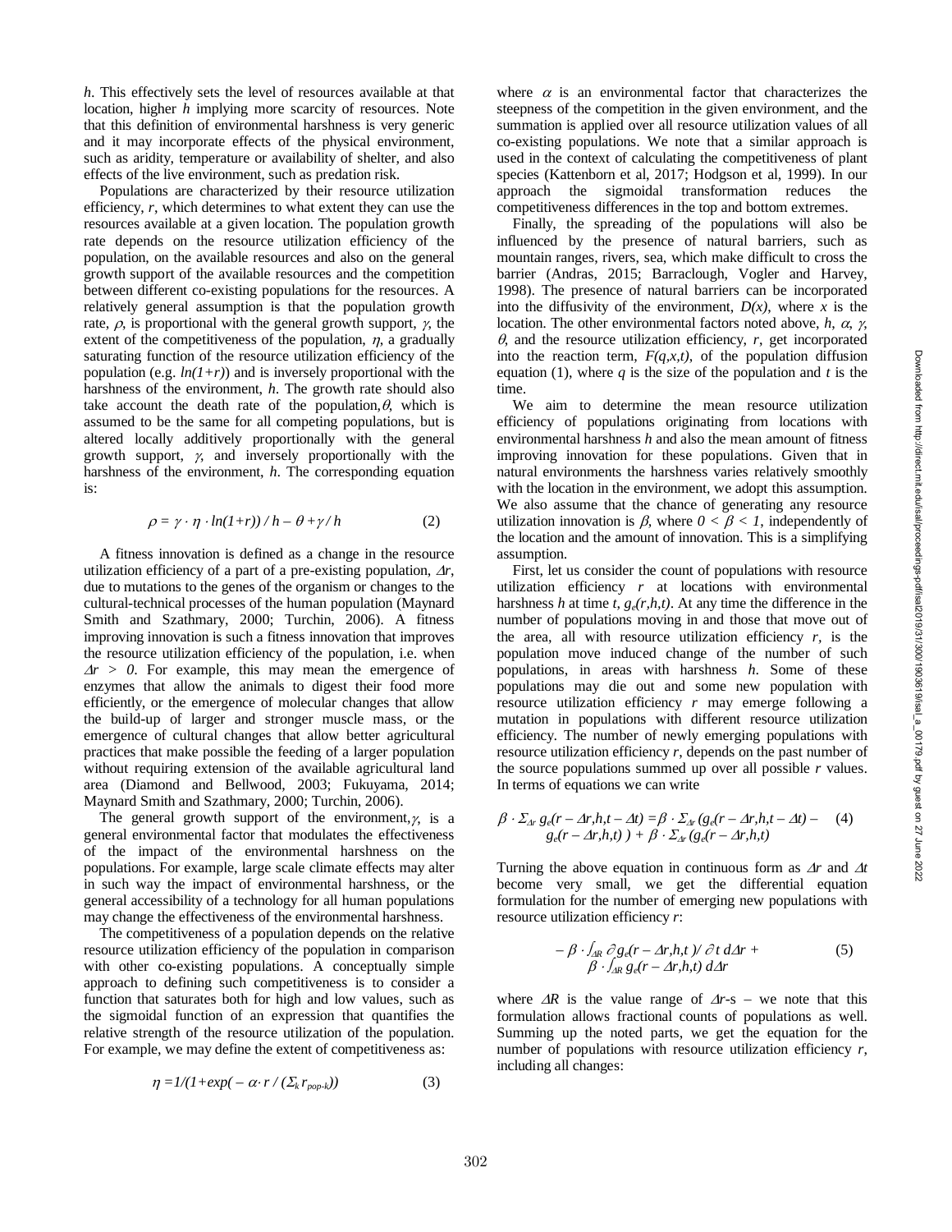*h*. This effectively sets the level of resources available at that location, higher *h* implying more scarcity of resources. Note that this definition of environmental harshness is very generic and it may incorporate effects of the physical environment, such as aridity, temperature or availability of shelter, and also effects of the live environment, such as predation risk.

Populations are characterized by their resource utilization efficiency, *r*, which determines to what extent they can use the resources available at a given location. The population growth rate depends on the resource utilization efficiency of the population, on the available resources and also on the general growth support of the available resources and the competition between different co-existing populations for the resources. A relatively general assumption is that the population growth rate, $\rho$, is proportional with the general growth support, $\gamma$, the extent of the competitiveness of the population, $\eta$, a gradually saturating function of the resource utilization efficiency of the population (e.g. $ln(1+r)$) and is inversely proportional with the harshness of the environment, *h*. The growth rate should also take account the death rate of the population, $\theta$, which is assumed to be the same for all competing populations, but is altered locally additively proportionally with the general growth support, $\gamma$, and inversely proportionally with the harshness of the environment, *h*. The corresponding equation is:

$$\rho = \gamma \cdot \eta \cdot ln(1+r)) / h - \theta + \gamma / h \qquad (2)$$

A fitness innovation is defined as a change in the resource utilization efficiency of a part of a pre-existing population, $\Delta r$, due to mutations to the genes of the organism or changes to the cultural-technical processes of the human population (Maynard Smith and Szathmary, 2000; Turchin, 2006). A fitness improving innovation is such a fitness innovation that improves the resource utilization efficiency of the population, i.e. when $\Delta r > 0$. For example, this may mean the emergence of enzymes that allow the animals to digest their food more efficiently, or the emergence of molecular changes that allow the build-up of larger and stronger muscle mass, or the emergence of cultural changes that allow better agricultural practices that make possible the feeding of a larger population without requiring extension of the available agricultural land area (Diamond and Bellwood, 2003; Fukuyama, 2014; Maynard Smith and Szathmary, 2000; Turchin, 2006).

The general growth support of the environment, $\gamma$, is a general environmental factor that modulates the effectiveness of the impact of the environmental harshness on the populations. For example, large scale climate effects may alter in such way the impact of environmental harshness, or the general accessibility of a technology for all human populations may change the effectiveness of the environmental harshness.

The competitiveness of a population depends on the relative resource utilization efficiency of the population in comparison with other co-existing populations. A conceptually simple approach to defining such competitiveness is to consider a function that saturates both for high and low values, such as the sigmoidal function of an expression that quantifies the relative strength of the resource utilization of the population. For example, we may define the extent of competitiveness as:

$$\eta = 1/(1+exp(-\alpha \cdot r / (\Sigma_k r_{pop\text{-}k})) \qquad (3)$$

where $\alpha$ is an environmental factor that characterizes the steepness of the competition in the given environment, and the summation is applied over all resource utilization values of all co-existing populations. We note that a similar approach is used in the context of calculating the competitiveness of plant species (Kattenborn et al, 2017; Hodgson et al, 1999). In our approach the sigmoidal transformation reduces the competitiveness differences in the top and bottom extremes.

Finally, the spreading of the populations will also be influenced by the presence of natural barriers, such as mountain ranges, rivers, sea, which make difficult to cross the barrier (Andras, 2015; Barraclough, Vogler and Harvey, 1998). The presence of natural barriers can be incorporated into the diffusivity of the environment, $D(x)$, where *x* is the location. The other environmental factors noted above, *h*, $\alpha$, $\gamma$, $\theta$, and the resource utilization efficiency, *r*, get incorporated into the reaction term, $F(q,x,t)$, of the population diffusion equation (1), where *q* is the size of the population and *t* is the time.

We aim to determine the mean resource utilization efficiency of populations originating from locations with environmental harshness *h* and also the mean amount of fitness improving innovation for these populations. Given that in natural environments the harshness varies relatively smoothly with the location in the environment, we adopt this assumption. We also assume that the chance of generating any resource utilization innovation is $\beta$, where $0 < \beta < 1$, independently of the location and the amount of innovation. This is a simplifying assumption.

First, let us consider the count of populations with resource utilization efficiency *r* at locations with environmental harshness *h* at time *t*, $g_e(r,h,t)$. At any time the difference in the number of populations moving in and those that move out of the area, all with resource utilization efficiency *r*, is the population move induced change of the number of such populations, in areas with harshness *h*. Some of these populations may die out and some new population with resource utilization efficiency *r* may emerge following a mutation in populations with different resource utilization efficiency. The number of newly emerging populations with resource utilization efficiency *r*, depends on the past number of the source populations summed up over all possible *r* values. In terms of equations we can write

$$\beta \cdot \Sigma_{\Delta r}\, g_e(r-\Delta r,h,t-\Delta t) = \beta \cdot \Sigma_{\Delta r}\, (g_e(r-\Delta r,h,t-\Delta t) - g_e(r-\Delta r,h,t)\,) + \beta \cdot \Sigma_{\Delta r}\, (g_e(r-\Delta r,h,t) \qquad (4)$$

Turning the above equation in continuous form as $\Delta r$ and $\Delta t$ become very small, we get the differential equation formulation for the number of emerging new populations with resource utilization efficiency *r*:

$$-\beta \cdot \int_{\Delta R} \partial g_e(r-\Delta r,h,t\,)/\,\partial t\, d\Delta r + \beta \cdot \int_{\Delta R} g_e(r-\Delta r,h,t)\, d\Delta r \qquad (5)$$

where $\Delta R$ is the value range of $\Delta r$-s – we note that this formulation allows fractional counts of populations as well. Summing up the noted parts, we get the equation for the number of populations with resource utilization efficiency *r*, including all changes: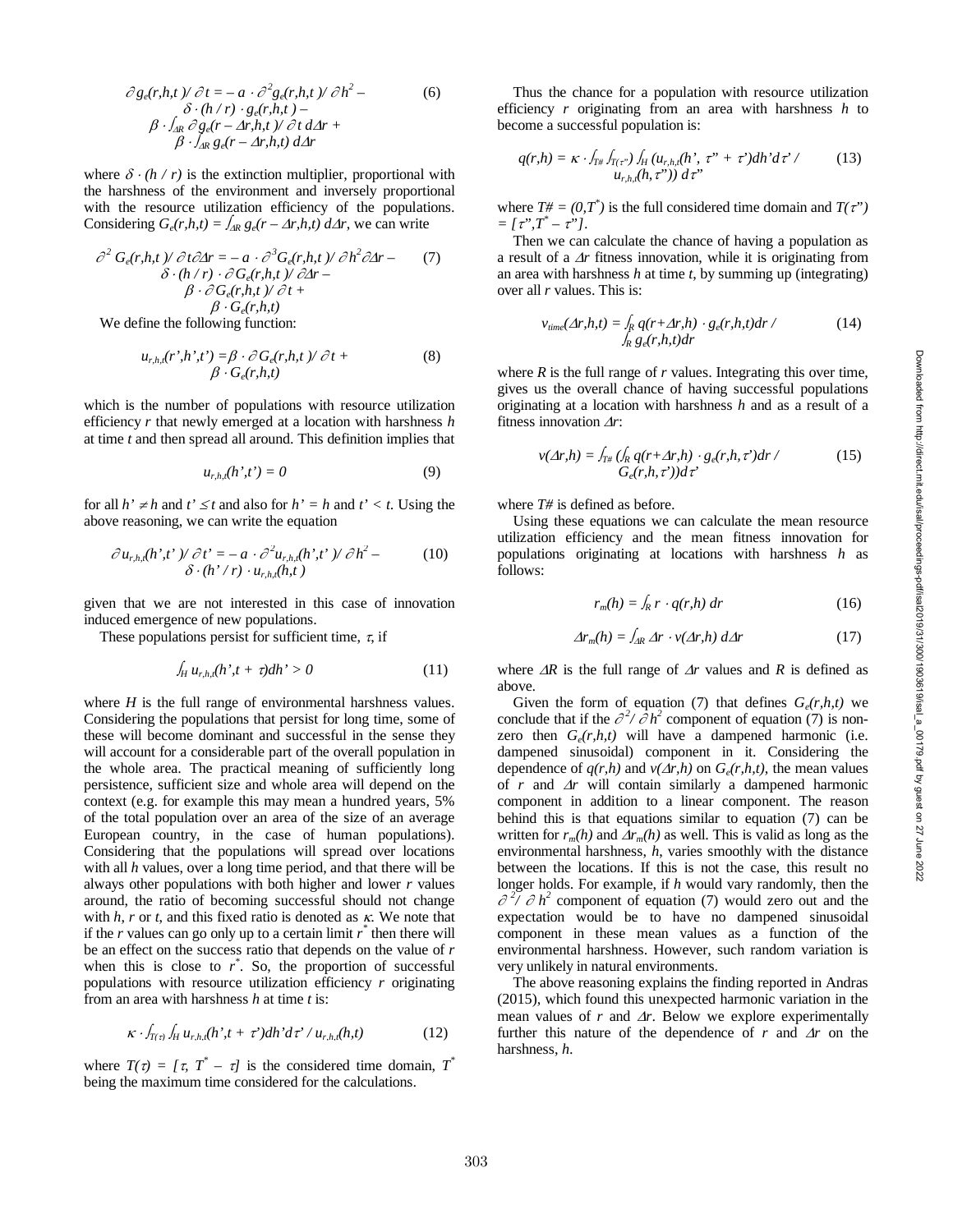$$\partial g_e(r,h,t) / \partial t = -a \cdot \partial^2 g_e(r,h,t) / \partial h^2 - \delta \cdot (h / r) \cdot g_e(r,h,t) - \beta \cdot \int_{\Delta R} \partial g_e(r - \Delta r,h,t) / \partial t \, d\Delta r + \beta \cdot \int_{\Delta R} g_e(r - \Delta r,h,t) \, d\Delta r \quad (6)$$

where $\delta \cdot (h / r)$ is the extinction multiplier, proportional with the harshness of the environment and inversely proportional with the resource utilization efficiency of the populations. Considering $G_e(r,h,t) = \int_{\Delta R} g_e(r - \Delta r,h,t) \, d\Delta r$, we can write

$$\partial^2 G_e(r,h,t) / \partial t \partial \Delta r = -a \cdot \partial^3 G_e(r,h,t) / \partial h^2 \partial \Delta r - \delta \cdot (h / r) \cdot \partial G_e(r,h,t) / \partial \Delta r - \beta \cdot \partial G_e(r,h,t) / \partial t + \beta \cdot G_e(r,h,t) \quad (7)$$

We define the following function:

$$u_{r,h,t}(r',h',t') = \beta \cdot \partial G_e(r,h,t) / \partial t + \beta \cdot G_e(r,h,t) \quad (8)$$

which is the number of populations with resource utilization efficiency $r$ that newly emerged at a location with harshness $h$ at time $t$ and then spread all around. This definition implies that

$$u_{r,h,t}(h',t') = 0 \quad (9)$$

for all $h' \neq h$ and $t' \leq t$ and also for $h' = h$ and $t' < t$. Using the above reasoning, we can write the equation

$$\partial u_{r,h,t}(h',t') / \partial t' = -a \cdot \partial^2 u_{r,h,t}(h',t') / \partial h^2 - \delta \cdot (h' / r) \cdot u_{r,h,t}(h,t) \quad (10)$$

given that we are not interested in this case of innovation induced emergence of new populations.

These populations persist for sufficient time, $\tau$, if

$$\int_H u_{r,h,t}(h',t + \tau) dh' > 0 \quad (11)$$

where $H$ is the full range of environmental harshness values. Considering the populations that persist for long time, some of these will become dominant and successful in the sense they will account for a considerable part of the overall population in the whole area. The practical meaning of sufficiently long persistence, sufficient size and whole area will depend on the context (e.g. for example this may mean a hundred years, 5% of the total population over an area of the size of an average European country, in the case of human populations). Considering that the populations will spread over locations with all $h$ values, over a long time period, and that there will be always other populations with both higher and lower $r$ values around, the ratio of becoming successful should not change with $h$, $r$ or $t$, and this fixed ratio is denoted as $\kappa$. We note that if the $r$ values can go only up to a certain limit $r^*$ then there will be an effect on the success ratio that depends on the value of $r$ when this is close to $r^*$. So, the proportion of successful populations with resource utilization efficiency $r$ originating from an area with harshness $h$ at time $t$ is:

$$\kappa \cdot \int_{T(\tau)} \int_H u_{r,h,t}(h',t + \tau') dh' d\tau' / u_{r,h,t}(h,t) \quad (12)$$

where $T(\tau) = [\tau, T^* - \tau]$ is the considered time domain, $T^*$ being the maximum time considered for the calculations.

Thus the chance for a population with resource utilization efficiency $r$ originating from an area with harshness $h$ to become a successful population is:

$$q(r,h) = \kappa \cdot \int_{T\#} \int_{T(\tau'')} \int_H (u_{r,h,t}(h', \tau'' + \tau') dh' d\tau' / u_{r,h,t}(h, \tau'')) \, d\tau'' \quad (13)$$

where $T\# = (0,T^*)$ is the full considered time domain and $T(\tau'') = [\tau'',T^* - \tau'']$.

Then we can calculate the chance of having a population as a result of a $\Delta r$ fitness innovation, while it is originating from an area with harshness $h$ at time $t$, by summing up (integrating) over all $r$ values. This is:

$$v_{time}(\Delta r,h,t) = \int_R q(r+\Delta r,h) \cdot g_e(r,h,t) dr / \int_R g_e(r,h,t) dr \quad (14)$$

where $R$ is the full range of $r$ values. Integrating this over time, gives us the overall chance of having successful populations originating at a location with harshness $h$ and as a result of a fitness innovation $\Delta r$:

$$v(\Delta r,h) = \int_{T\#} (\int_R q(r+\Delta r,h) \cdot g_e(r,h,\tau') dr / G_e(r,h,\tau')) d\tau' \quad (15)$$

where $T\#$ is defined as before.

Using these equations we can calculate the mean resource utilization efficiency and the mean fitness innovation for populations originating at locations with harshness $h$ as follows:

$$r_m(h) = \int_R r \cdot q(r,h) \, dr \quad (16)$$

$$\Delta r_m(h) = \int_{\Delta R} \Delta r \cdot v(\Delta r,h) \, d\Delta r \quad (17)$$

where $\Delta R$ is the full range of $\Delta r$ values and $R$ is defined as above.

Given the form of equation (7) that defines $G_e(r,h,t)$ we conclude that if the $\partial^2 / \partial h^2$ component of equation (7) is non-zero then $G_e(r,h,t)$ will have a dampened harmonic (i.e. dampened sinusoidal) component in it. Considering the dependence of $q(r,h)$ and $v(\Delta r,h)$ on $G_e(r,h,t)$, the mean values of $r$ and $\Delta r$ will contain similarly a dampened harmonic component in addition to a linear component. The reason behind this is that equations similar to equation (7) can be written for $r_m(h)$ and $\Delta r_m(h)$ as well. This is valid as long as the environmental harshness, $h$, varies smoothly with the distance between the locations. If this is not the case, this result no longer holds. For example, if $h$ would vary randomly, then the $\partial^2 / \partial h^2$ component of equation (7) would zero out and the expectation would be to have no dampened sinusoidal component in these mean values as a function of the environmental harshness. However, such random variation is very unlikely in natural environments.

The above reasoning explains the finding reported in Andras (2015), which found this unexpected harmonic variation in the mean values of $r$ and $\Delta r$. Below we explore experimentally further this nature of the dependence of $r$ and $\Delta r$ on the harshness, $h$.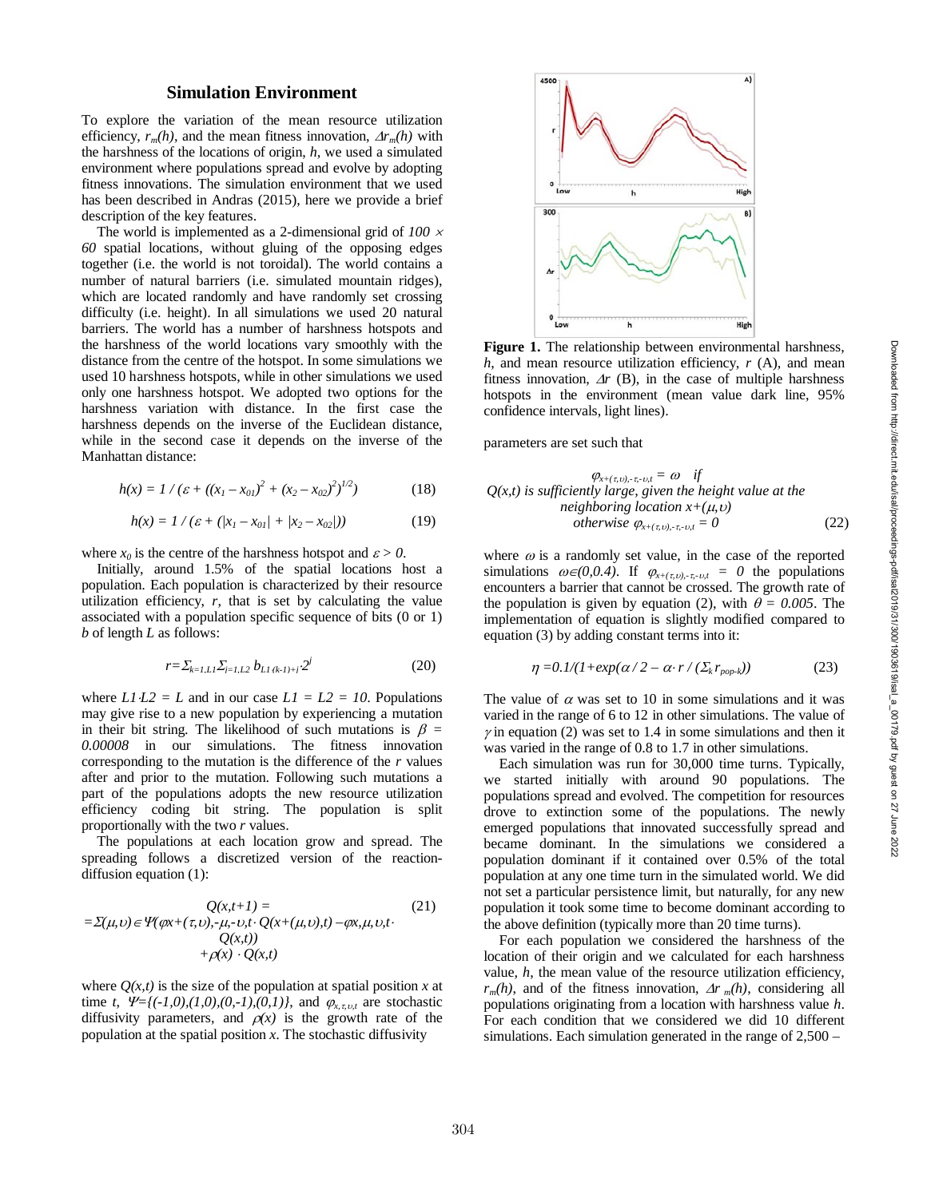## Simulation Environment

To explore the variation of the mean resource utilization efficiency, $r_m(h)$, and the mean fitness innovation, $\Delta r_m(h)$ with the harshness of the locations of origin, $h$, we used a simulated environment where populations spread and evolve by adopting fitness innovations. The simulation environment that we used has been described in Andras (2015), here we provide a brief description of the key features.

The world is implemented as a 2-dimensional grid of $100 \times 60$ spatial locations, without gluing of the opposing edges together (i.e. the world is not toroidal). The world contains a number of natural barriers (i.e. simulated mountain ridges), which are located randomly and have randomly set crossing difficulty (i.e. height). In all simulations we used 20 natural barriers. The world has a number of harshness hotspots and the harshness of the world locations vary smoothly with the distance from the centre of the hotspot. In some simulations we used 10 harshness hotspots, while in other simulations we used only one harshness hotspot. We adopted two options for the harshness variation with distance. In the first case the harshness depends on the inverse of the Euclidean distance, while in the second case it depends on the inverse of the Manhattan distance:

$$h(x) = 1 / (\varepsilon + ((x_1 - x_{01})^2 + (x_2 - x_{02})^2)^{1/2}) \tag{18}$$

$$h(x) = 1 / (\varepsilon + (|x_1 - x_{01}| + |x_2 - x_{02}|)) \tag{19}$$

where $x_0$ is the centre of the harshness hotspot and $\varepsilon > 0$.

Initially, around 1.5% of the spatial locations host a population. Each population is characterized by their resource utilization efficiency, $r$, that is set by calculating the value associated with a population specific sequence of bits (0 or 1) $b$ of length $L$ as follows:

$$r = \Sigma_{k=1,L1} \Sigma_{j=1,L2}\, b_{L1\cdot(k-1)+j} \cdot 2^j \tag{20}$$

where $L1 \cdot L2 = L$ and in our case $L1 = L2 = 10$. Populations may give rise to a new population by experiencing a mutation in their bit string. The likelihood of such mutations is $\beta = 0.00008$ in our simulations. The fitness innovation corresponding to the mutation is the difference of the $r$ values after and prior to the mutation. Following such mutations a part of the populations adopts the new resource utilization efficiency coding bit string. The population is split proportionally with the two $r$ values.

The populations at each location grow and spread. The spreading follows a discretized version of the reaction-diffusion equation (1):

$$\begin{aligned} Q(x,t+1) &= \\ = \Sigma_{(\mu,\upsilon)\in\Psi}(\varphi_{x+(\tau,\upsilon),-\mu,-\upsilon,t} \cdot Q(x+(\mu,\upsilon),t) &- \varphi_{x,\mu,\upsilon,t} \cdot Q(x,t)) \\ &+ \rho(x) \cdot Q(x,t) \end{aligned} \tag{21}$$

where $Q(x,t)$ is the size of the population at spatial position $x$ at time $t$, $\Psi = \{(-1,0),(1,0),(0,-1),(0,1)\}$, and $\varphi_{x,\tau,\upsilon,t}$ are stochastic diffusivity parameters, and $\rho(x)$ is the growth rate of the population at the spatial position $x$. The stochastic diffusivity parameters are set such that

$$\begin{aligned} &\varphi_{x+(\tau,\upsilon),-\tau,-\upsilon,t} = \omega \quad \textit{if} \\ &Q(x,t) \textit{ is sufficiently large, given the height value at the} \\ &\textit{neighboring location } x+(\mu,\upsilon) \\ &\textit{otherwise } \varphi_{x+(\tau,\upsilon),-\tau,-\upsilon,t} = 0 \end{aligned} \tag{22}$$

where $\omega$ is a randomly set value, in the case of the reported simulations $\omega \in (0,0.4)$. If $\varphi_{x+(\tau,\upsilon),-\tau,-\upsilon,t} = 0$ the populations encounters a barrier that cannot be crossed. The growth rate of the population is given by equation (2), with $\theta = 0.005$. The implementation of equation is slightly modified compared to equation (3) by adding constant terms into it:

$$\eta = 0.1/(1+\exp(\alpha / 2 - \alpha \cdot r / (\Sigma_k r_{pop-k})) \tag{23}$$

The value of $\alpha$ was set to 10 in some simulations and it was varied in the range of 6 to 12 in other simulations. The value of $\gamma$ in equation (2) was set to 1.4 in some simulations and then it was varied in the range of 0.8 to 1.7 in other simulations.

Each simulation was run for 30,000 time turns. Typically, we started initially with around 90 populations. The populations spread and evolved. The competition for resources drove to extinction some of the populations. The newly emerged populations that innovated successfully spread and became dominant. In the simulations we considered a population dominant if it contained over 0.5% of the total population at any one time turn in the simulated world. We did not set a particular persistence limit, but naturally, for any new population it took some time to become dominant according to the above definition (typically more than 20 time turns).

For each population we considered the harshness of the location of their origin and we calculated for each harshness value, $h$, the mean value of the resource utilization efficiency, $r_m(h)$, and of the fitness innovation, $\Delta r_m(h)$, considering all populations originating from a location with harshness value $h$. For each condition that we considered we did 10 different simulations. Each simulation generated in the range of 2,500 –

**Figure 1.** The relationship between environmental harshness, $h$, and mean resource utilization efficiency, $r$ (A), and mean fitness innovation, $\Delta r$ (B), in the case of multiple harshness hotspots in the environment (mean value dark line, 95% confidence intervals, light lines).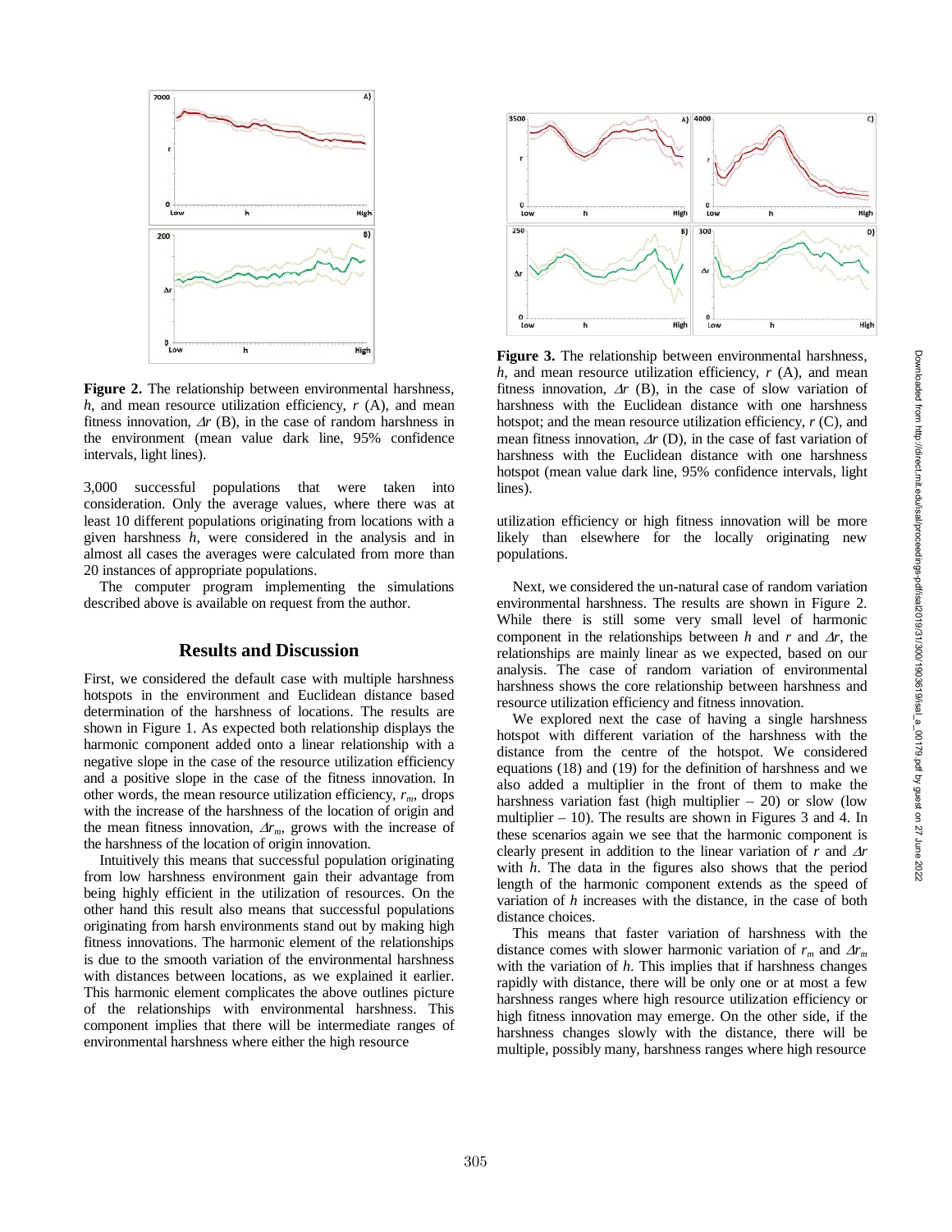Figure 2. The relationship between environmental harshness, $h$, and mean resource utilization efficiency, $r$ (A), and mean fitness innovation, $\Delta r$ (B), in the case of random harshness in the environment (mean value dark line, 95% confidence intervals, light lines).

3,000 successful populations that were taken into consideration. Only the average values, where there was at least 10 different populations originating from locations with a given harshness $h$, were considered in the analysis and in almost all cases the averages were calculated from more than 20 instances of appropriate populations.

The computer program implementing the simulations described above is available on request from the author.

## Results and Discussion

First, we considered the default case with multiple harshness hotspots in the environment and Euclidean distance based determination of the harshness of locations. The results are shown in Figure 1. As expected both relationship displays the harmonic component added onto a linear relationship with a negative slope in the case of the resource utilization efficiency and a positive slope in the case of the fitness innovation. In other words, the mean resource utilization efficiency, $r_m$, drops with the increase of the harshness of the location of origin and the mean fitness innovation, $\Delta r_m$, grows with the increase of the harshness of the location of origin innovation.

Intuitively this means that successful population originating from low harshness environment gain their advantage from being highly efficient in the utilization of resources. On the other hand this result also means that successful populations originating from harsh environments stand out by making high fitness innovations. The harmonic element of the relationships is due to the smooth variation of the environmental harshness with distances between locations, as we explained it earlier. This harmonic element complicates the above outlines picture of the relationships with environmental harshness. This component implies that there will be intermediate ranges of environmental harshness where either the high resource utilization efficiency or high fitness innovation will be more likely than elsewhere for the locally originating new populations.

Figure 3. The relationship between environmental harshness, $h$, and mean resource utilization efficiency, $r$ (A), and mean fitness innovation, $\Delta r$ (B), in the case of slow variation of harshness with the Euclidean distance with one harshness hotspot; and the mean resource utilization efficiency, $r$ (C), and mean fitness innovation, $\Delta r$ (D), in the case of fast variation of harshness with the Euclidean distance with one harshness hotspot (mean value dark line, 95% confidence intervals, light lines).

Next, we considered the un-natural case of random variation environmental harshness. The results are shown in Figure 2. While there is still some very small level of harmonic component in the relationships between $h$ and $r$ and $\Delta r$, the relationships are mainly linear as we expected, based on our analysis. The case of random variation of environmental harshness shows the core relationship between harshness and resource utilization efficiency and fitness innovation.

We explored next the case of having a single harshness hotspot with different variation of the harshness with the distance from the centre of the hotspot. We considered equations (18) and (19) for the definition of harshness and we also added a multiplier in the front of them to make the harshness variation fast (high multiplier – 20) or slow (low multiplier – 10). The results are shown in Figures 3 and 4. In these scenarios again we see that the harmonic component is clearly present in addition to the linear variation of $r$ and $\Delta r$ with $h$. The data in the figures also shows that the period length of the harmonic component extends as the speed of variation of $h$ increases with the distance, in the case of both distance choices.

This means that faster variation of harshness with the distance comes with slower harmonic variation of $r_m$ and $\Delta r_m$ with the variation of $h$. This implies that if harshness changes rapidly with distance, there will be only one or at most a few harshness ranges where high resource utilization efficiency or high fitness innovation may emerge. On the other side, if the harshness changes slowly with the distance, there will be multiple, possibly many, harshness ranges where high resource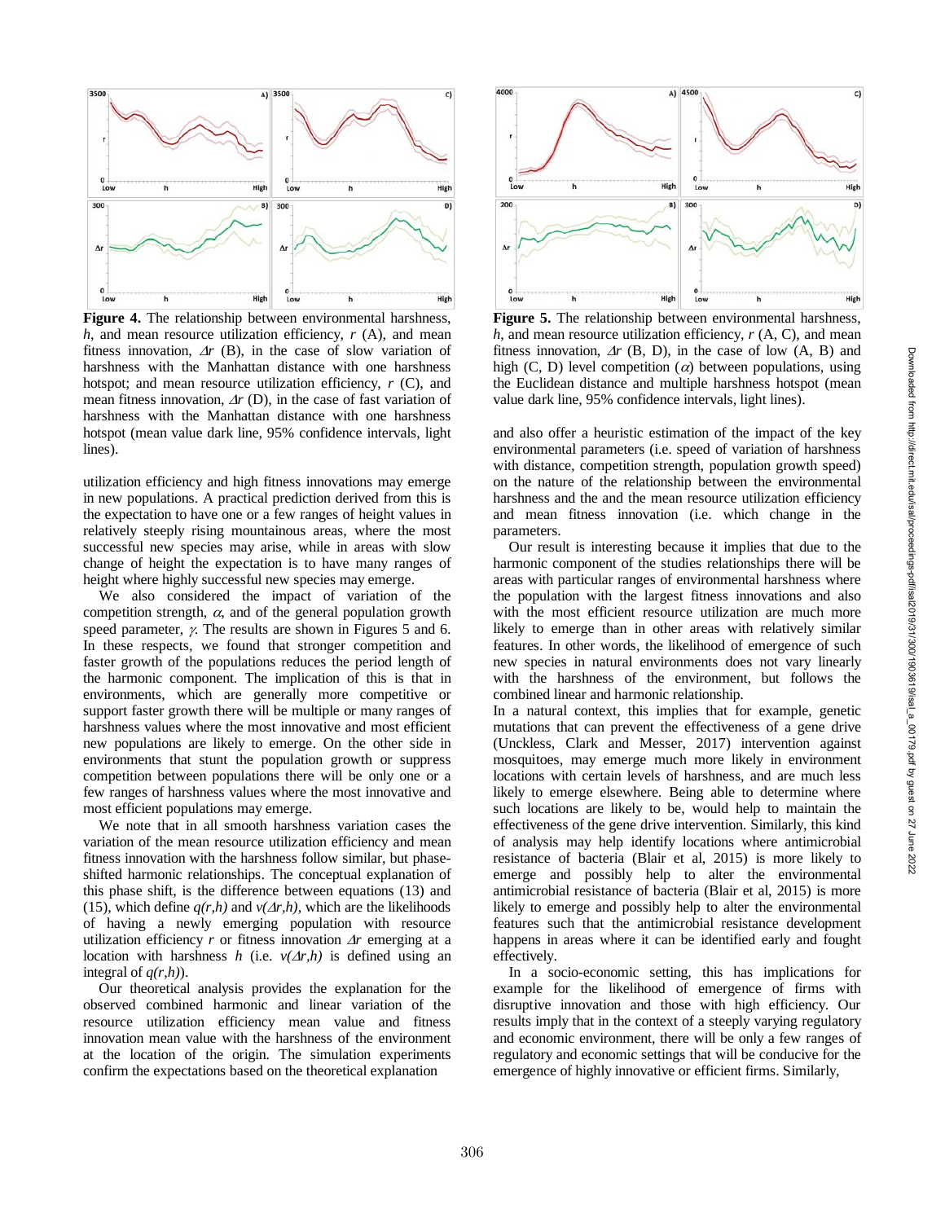**Figure 4.** The relationship between environmental harshness, $h$, and mean resource utilization efficiency, $r$ (A), and mean fitness innovation, $\Delta r$ (B), in the case of slow variation of harshness with the Manhattan distance with one harshness hotspot; and mean resource utilization efficiency, $r$ (C), and mean fitness innovation, $\Delta r$ (D), in the case of fast variation of harshness with the Manhattan distance with one harshness hotspot (mean value dark line, 95% confidence intervals, light lines).

utilization efficiency and high fitness innovations may emerge in new populations. A practical prediction derived from this is the expectation to have one or a few ranges of height values in relatively steeply rising mountainous areas, where the most successful new species may arise, while in areas with slow change of height the expectation is to have many ranges of height where highly successful new species may emerge.

We also considered the impact of variation of the competition strength, $\alpha$, and of the general population growth speed parameter, $\gamma$. The results are shown in Figures 5 and 6. In these respects, we found that stronger competition and faster growth of the populations reduces the period length of the harmonic component. The implication of this is that in environments, which are generally more competitive or support faster growth there will be multiple or many ranges of harshness values where the most innovative and most efficient new populations are likely to emerge. On the other side in environments that stunt the population growth or suppress competition between populations there will be only one or a few ranges of harshness values where the most innovative and most efficient populations may emerge.

We note that in all smooth harshness variation cases the variation of the mean resource utilization efficiency and mean fitness innovation with the harshness follow similar, but phase-shifted harmonic relationships. The conceptual explanation of this phase shift, is the difference between equations (13) and (15), which define $q(r,h)$ and $v(\Delta r,h)$, which are the likelihoods of having a newly emerging population with resource utilization efficiency $r$ or fitness innovation $\Delta r$ emerging at a location with harshness $h$ (i.e. $v(\Delta r,h)$ is defined using an integral of $q(r,h)$).

Our theoretical analysis provides the explanation for the observed combined harmonic and linear variation of the resource utilization efficiency mean value and fitness innovation mean value with the harshness of the environment at the location of the origin. The simulation experiments confirm the expectations based on the theoretical explanation

**Figure 5.** The relationship between environmental harshness, $h$, and mean resource utilization efficiency, $r$ (A, C), and mean fitness innovation, $\Delta r$ (B, D), in the case of low (A, B) and high (C, D) level competition ($\alpha$) between populations, using the Euclidean distance and multiple harshness hotspot (mean value dark line, 95% confidence intervals, light lines).

and also offer a heuristic estimation of the impact of the key environmental parameters (i.e. speed of variation of harshness with distance, competition strength, population growth speed) on the nature of the relationship between the environmental harshness and the and the mean resource utilization efficiency and mean fitness innovation (i.e. which change in the parameters.

Our result is interesting because it implies that due to the harmonic component of the studies relationships there will be areas with particular ranges of environmental harshness where the population with the largest fitness innovations and also with the most efficient resource utilization are much more likely to emerge than in other areas with relatively similar features. In other words, the likelihood of emergence of such new species in natural environments does not vary linearly with the harshness of the environment, but follows the combined linear and harmonic relationship.

In a natural context, this implies that for example, genetic mutations that can prevent the effectiveness of a gene drive (Unckless, Clark and Messer, 2017) intervention against mosquitoes, may emerge much more likely in environment locations with certain levels of harshness, and are much less likely to emerge elsewhere. Being able to determine where such locations are likely to be, would help to maintain the effectiveness of the gene drive intervention. Similarly, this kind of analysis may help identify locations where antimicrobial resistance of bacteria (Blair et al, 2015) is more likely to emerge and possibly help to alter the environmental antimicrobial resistance of bacteria (Blair et al, 2015) is more likely to emerge and possibly help to alter the environmental features such that the antimicrobial resistance development happens in areas where it can be identified early and fought effectively.

In a socio-economic setting, this has implications for example for the likelihood of emergence of firms with disruptive innovation and those with high efficiency. Our results imply that in the context of a steeply varying regulatory and economic environment, there will be only a few ranges of regulatory and economic settings that will be conducive for the emergence of highly innovative or efficient firms. Similarly,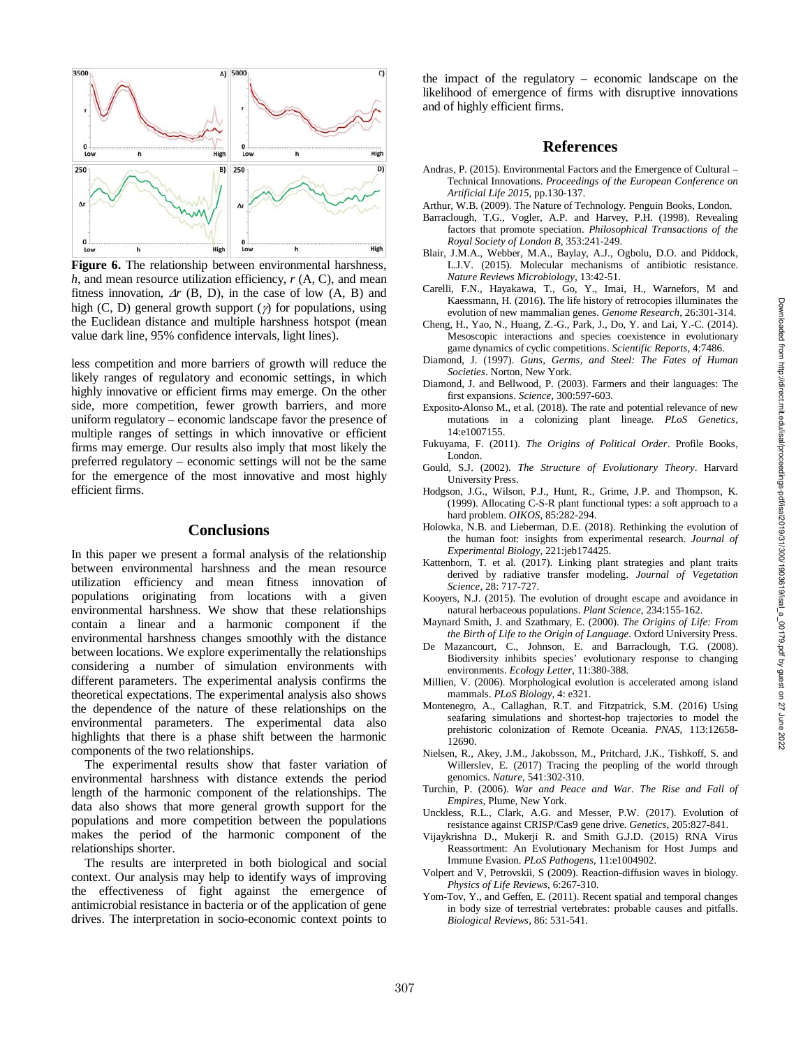3500
A)
r
0
Low
h
High

5000
C)
r
0
Low
h
High

250
B)
Δr
0
Low
h
High

250
D)
Δr
0
Low
h
High

**Figure 6.** The relationship between environmental harshness, $h$, and mean resource utilization efficiency, $r$ (A, C), and mean fitness innovation, $\Delta r$ (B, D), in the case of low (A, B) and high (C, D) general growth support ($\gamma$) for populations, using the Euclidean distance and multiple harshness hotspot (mean value dark line, 95% confidence intervals, light lines).

less competition and more barriers of growth will reduce the likely ranges of regulatory and economic settings, in which highly innovative or efficient firms may emerge. On the other side, more competition, fewer growth barriers, and more uniform regulatory – economic landscape favor the presence of multiple ranges of settings in which innovative or efficient firms may emerge. Our results also imply that most likely the preferred regulatory – economic settings will not be the same for the emergence of the most innovative and most highly efficient firms.

## Conclusions

In this paper we present a formal analysis of the relationship between environmental harshness and the mean resource utilization efficiency and mean fitness innovation of populations originating from locations with a given environmental harshness. We show that these relationships contain a linear and a harmonic component if the environmental harshness changes smoothly with the distance between locations. We explore experimentally the relationships considering a number of simulation environments with different parameters. The experimental analysis confirms the theoretical expectations. The experimental analysis also shows the dependence of the nature of these relationships on the environmental parameters. The experimental data also highlights that there is a phase shift between the harmonic components of the two relationships.

The experimental results show that faster variation of environmental harshness with distance extends the period length of the harmonic component of the relationships. The data also shows that more general growth support for the populations and more competition between the populations makes the period of the harmonic component of the relationships shorter.

The results are interpreted in both biological and social context. Our analysis may help to identify ways of improving the effectiveness of fight against the emergence of antimicrobial resistance in bacteria or of the application of gene drives. The interpretation in socio-economic context points to the impact of the regulatory – economic landscape on the likelihood of emergence of firms with disruptive innovations and of highly efficient firms.

## References

Andras, P. (2015). Environmental Factors and the Emergence of Cultural – Technical Innovations. *Proceedings of the European Conference on Artificial Life 2015*, pp.130-137.

Arthur, W.B. (2009). The Nature of Technology. Penguin Books, London.

Barraclough, T.G., Vogler, A.P. and Harvey, P.H. (1998). Revealing factors that promote speciation. *Philosophical Transactions of the Royal Society of London B*, 353:241-249.

Blair, J.M.A., Webber, M.A., Baylay, A.J., Ogbolu, D.O. and Piddock, L.J.V. (2015). Molecular mechanisms of antibiotic resistance. *Nature Reviews Microbiology*, 13:42-51.

Carelli, F.N., Hayakawa, T., Go, Y., Imai, H., Warnefors, M and Kaessmann, H. (2016). The life history of retrocopies illuminates the evolution of new mammalian genes. *Genome Research*, 26:301-314.

Cheng, H., Yao, N., Huang, Z.-G., Park, J., Do, Y. and Lai, Y.-C. (2014). Mesoscopic interactions and species coexistence in evolutionary game dynamics of cyclic competitions. *Scientific Reports*, 4:7486.

Diamond, J. (1997). *Guns, Germs, and Steel: The Fates of Human Societies*. Norton, New York.

Diamond, J. and Bellwood, P. (2003). Farmers and their languages: The first expansions. *Science*, 300:597-603.

Exposito-Alonso M., et al. (2018). The rate and relevance of new mutations in a colonizing plant lineage. *PLoS Genetics*, 14:e1007155.

Fukuyama, F. (2011). *The Origins of Political Order*. Profile Books, London.

Gould, S.J. (2002). *The Structure of Evolutionary Theory*. Harvard University Press.

Hodgson, J.G., Wilson, P.J., Hunt, R., Grime, J.P. and Thompson, K. (1999). Allocating C-S-R plant functional types: a soft approach to a hard problem. *OIKOS*, 85:282-294.

Holowka, N.B. and Lieberman, D.E. (2018). Rethinking the evolution of the human foot: insights from experimental research. *Journal of Experimental Biology*, 221:jeb174425.

Kattenborn, T. et al. (2017). Linking plant strategies and plant traits derived by radiative transfer modeling. *Journal of Vegetation Science*, 28: 717-727.

Kooyers, N.J. (2015). The evolution of drought escape and avoidance in natural herbaceous populations. *Plant Science*, 234:155-162.

Maynard Smith, J. and Szathmary, E. (2000). *The Origins of Life: From the Birth of Life to the Origin of Language*. Oxford University Press.

De Mazancourt, C., Johnson, E. and Barraclough, T.G. (2008). Biodiversity inhibits species' evolutionary response to changing environments. *Ecology Letter*, 11:380-388.

Millien, V. (2006). Morphological evolution is accelerated among island mammals. *PLoS Biology*, 4: e321.

Montenegro, A., Callaghan, R.T. and Fitzpatrick, S.M. (2016) Using seafaring simulations and shortest-hop trajectories to model the prehistoric colonization of Remote Oceania. *PNAS*, 113:12658-12690.

Nielsen, R., Akey, J.M., Jakobsson, M., Pritchard, J.K., Tishkoff, S. and Willerslev, E. (2017) Tracing the peopling of the world through genomics. *Nature*, 541:302-310.

Turchin, P. (2006). *War and Peace and War. The Rise and Fall of Empires*, Plume, New York.

Unckless, R.L., Clark, A.G. and Messer, P.W. (2017). Evolution of resistance against CRISP/Cas9 gene drive. *Genetics*, 205:827-841.

Vijaykrishna D., Mukerji R. and Smith G.J.D. (2015) RNA Virus Reassortment: An Evolutionary Mechanism for Host Jumps and Immune Evasion. *PLoS Pathogens*, 11:e1004902.

Volpert and V, Petrovskii, S (2009). Reaction-diffusion waves in biology. *Physics of Life Reviews*, 6:267-310.

Yom-Tov, Y., and Geffen, E. (2011). Recent spatial and temporal changes in body size of terrestrial vertebrates: probable causes and pitfalls. *Biological Reviews*, 86: 531-541.